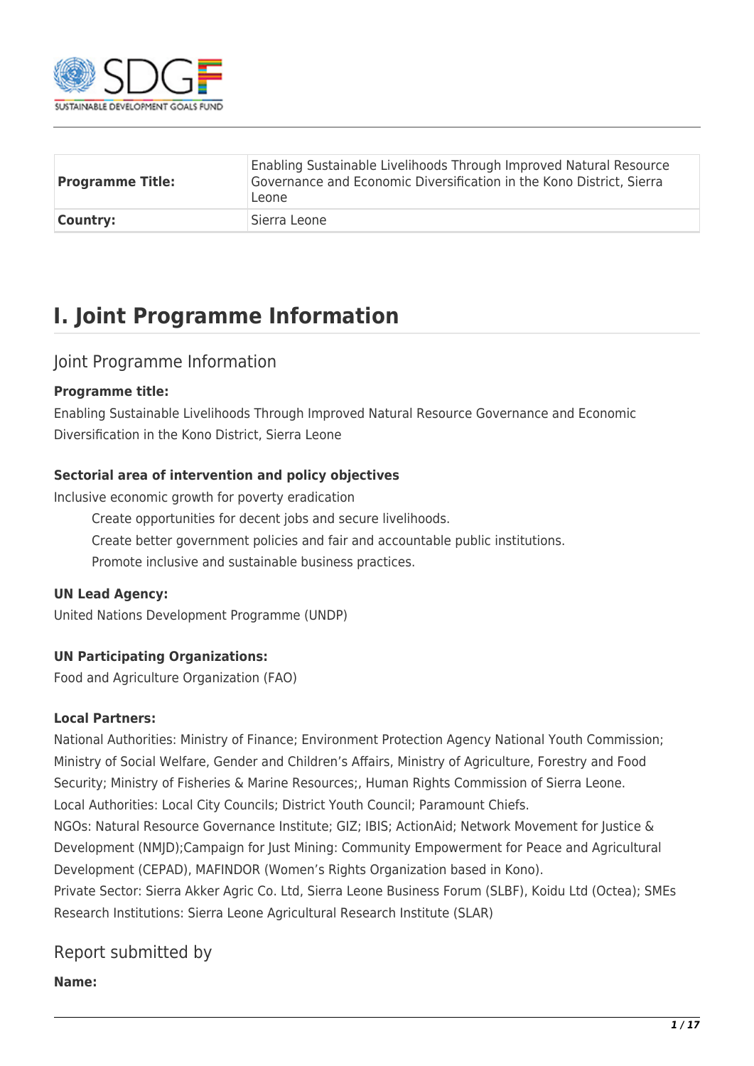| Programme Title: | Enabling Sustainable Livelihoods Through Improved Natural Resource Governance and Economic Diversification in the Kono District, Sierra Leone |
| --- | --- |
| **Country:** | Sierra Leone |

# I. Joint Programme Information

## Joint Programme Information

**Programme title:**

Enabling Sustainable Livelihoods Through Improved Natural Resource Governance and Economic Diversification in the Kono District, Sierra Leone

**Sectorial area of intervention and policy objectives**

Inclusive economic growth for poverty eradication

- Create opportunities for decent jobs and secure livelihoods.
- Create better government policies and fair and accountable public institutions.
- Promote inclusive and sustainable business practices.

**UN Lead Agency:**

United Nations Development Programme (UNDP)

**UN Participating Organizations:**

Food and Agriculture Organization (FAO)

**Local Partners:**

National Authorities: Ministry of Finance; Environment Protection Agency National Youth Commission; Ministry of Social Welfare, Gender and Children's Affairs, Ministry of Agriculture, Forestry and Food Security; Ministry of Fisheries & Marine Resources;, Human Rights Commission of Sierra Leone.
Local Authorities: Local City Councils; District Youth Council; Paramount Chiefs.
NGOs: Natural Resource Governance Institute; GIZ; IBIS; ActionAid; Network Movement for Justice & Development (NMJD);Campaign for Just Mining: Community Empowerment for Peace and Agricultural Development (CEPAD), MAFINDOR (Women's Rights Organization based in Kono).
Private Sector: Sierra Akker Agric Co. Ltd, Sierra Leone Business Forum (SLBF), Koidu Ltd (Octea); SMEs
Research Institutions: Sierra Leone Agricultural Research Institute (SLAR)

## Report submitted by

**Name:**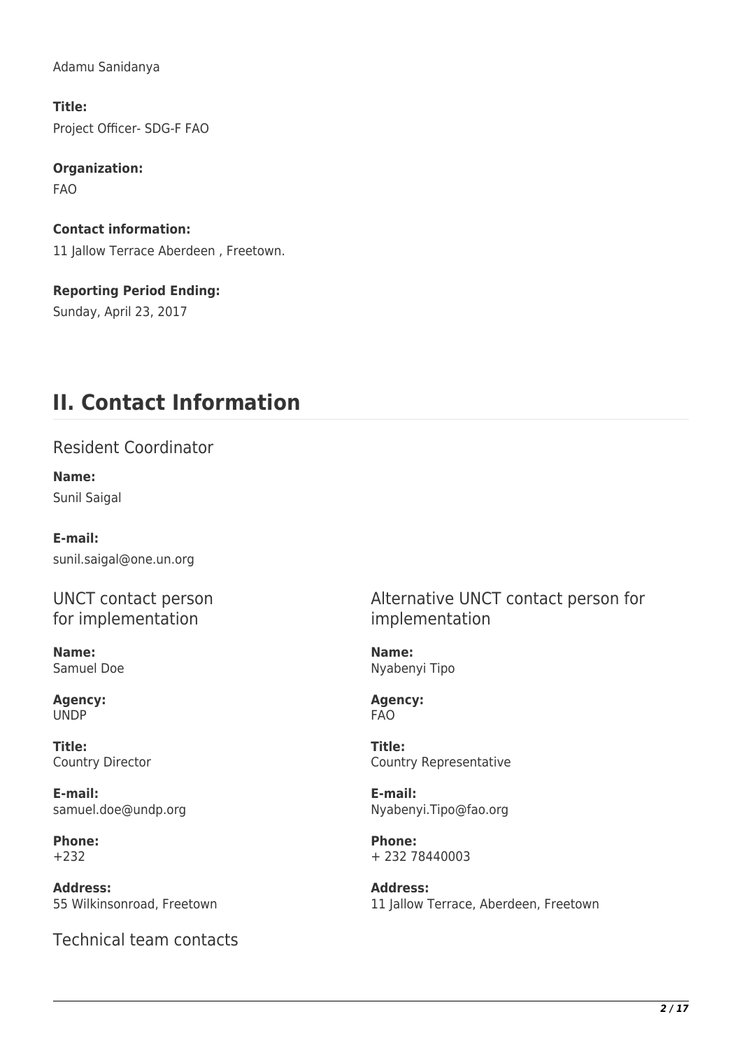Adamu Sanidanya

**Title:**
Project Officer- SDG-F FAO

**Organization:**
FAO

**Contact information:**
11 Jallow Terrace Aberdeen , Freetown.

**Reporting Period Ending:**
Sunday, April 23, 2017

# II. Contact Information

## Resident Coordinator

**Name:**
Sunil Saigal

**E-mail:**
sunil.saigal@one.un.org

## UNCT contact person for implementation

**Name:**
Samuel Doe

**Agency:**
UNDP

**Title:**
Country Director

**E-mail:**
samuel.doe@undp.org

**Phone:**
+232

**Address:**
55 Wilkinsonroad, Freetown

## Alternative UNCT contact person for implementation

**Name:**
Nyabenyi Tipo

**Agency:**
FAO

**Title:**
Country Representative

**E-mail:**
Nyabenyi.Tipo@fao.org

**Phone:**
+ 232 78440003

**Address:**
11 Jallow Terrace, Aberdeen, Freetown

## Technical team contacts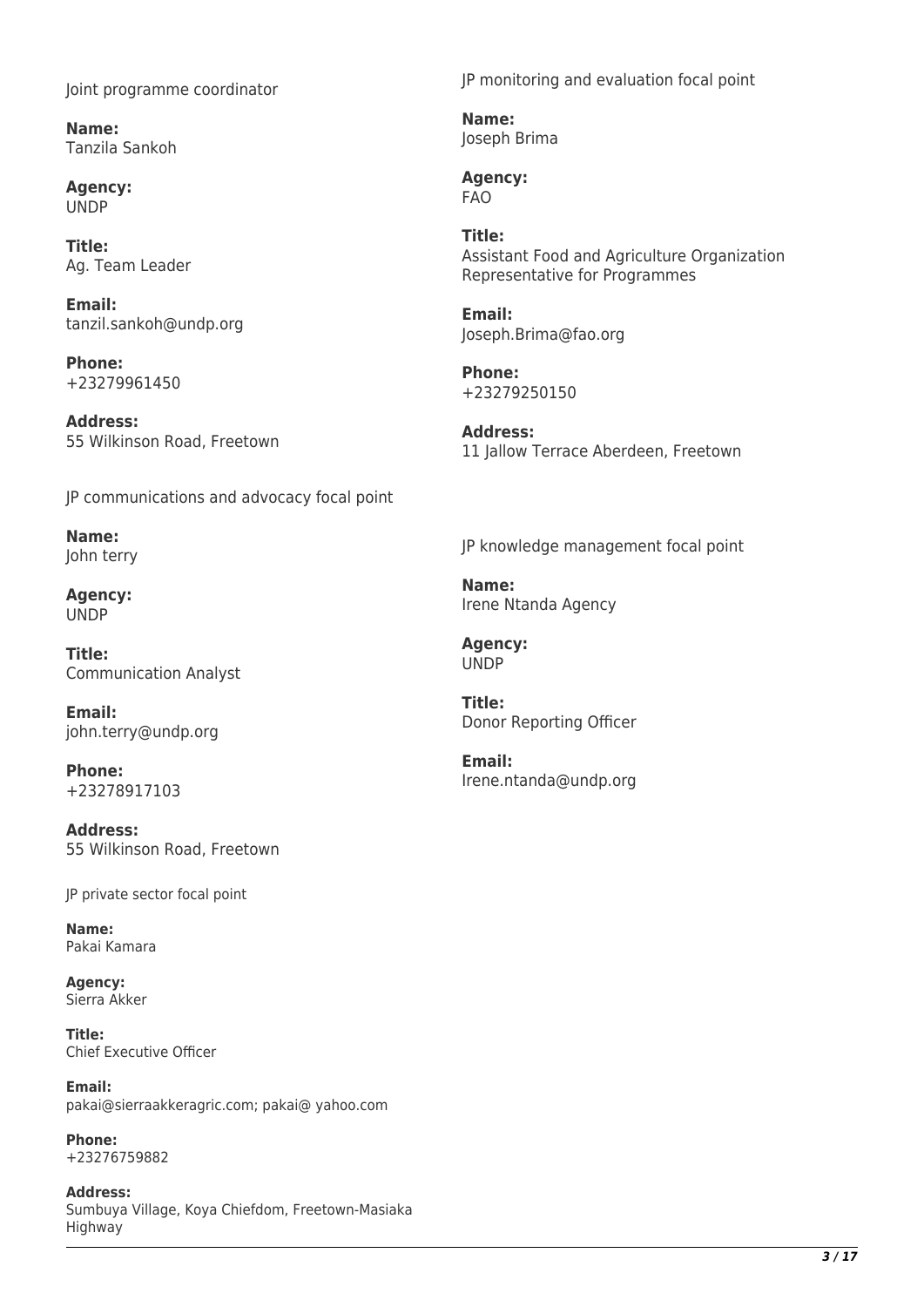Joint programme coordinator

**Name:**
Tanzila Sankoh

**Agency:**
UNDP

**Title:**
Ag. Team Leader

**Email:**
tanzil.sankoh@undp.org

**Phone:**
+23279961450

**Address:**
55 Wilkinson Road, Freetown

JP communications and advocacy focal point

**Name:**
John terry

**Agency:**
UNDP

**Title:**
Communication Analyst

**Email:**
john.terry@undp.org

**Phone:**
+23278917103

**Address:**
55 Wilkinson Road, Freetown

JP private sector focal point

**Name:**
Pakai Kamara

**Agency:**
Sierra Akker

**Title:**
Chief Executive Officer

**Email:**
pakai@sierraakkeragric.com; pakai@ yahoo.com

**Phone:**
+23276759882

**Address:**
Sumbuya Village, Koya Chiefdom, Freetown-Masiaka Highway

JP monitoring and evaluation focal point

**Name:**
Joseph Brima

**Agency:**
FAO

**Title:**
Assistant Food and Agriculture Organization Representative for Programmes

**Email:**
Joseph.Brima@fao.org

**Phone:**
+23279250150

**Address:**
11 Jallow Terrace Aberdeen, Freetown

JP knowledge management focal point

**Name:**
Irene Ntanda Agency

**Agency:**
UNDP

**Title:**
Donor Reporting Officer

**Email:**
Irene.ntanda@undp.org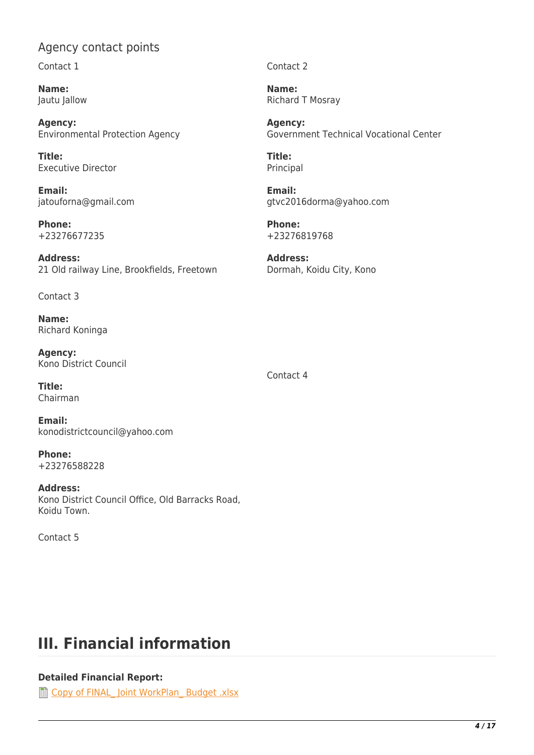## Agency contact points

Contact 1

**Name:**
Jautu Jallow

**Agency:**
Environmental Protection Agency

**Title:**
Executive Director

**Email:**
jatouforna@gmail.com

**Phone:**
+23276677235

**Address:**
21 Old railway Line, Brookfields, Freetown

Contact 2

**Name:**
Richard T Mosray

**Agency:**
Government Technical Vocational Center

**Title:**
Principal

**Email:**
gtvc2016dorma@yahoo.com

**Phone:**
+23276819768

**Address:**
Dormah, Koidu City, Kono

Contact 3

**Name:**
Richard Koninga

**Agency:**
Kono District Council

**Title:**
Chairman

**Email:**
konodistrictcouncil@yahoo.com

**Phone:**
+23276588228

**Address:**
Kono District Council Office, Old Barracks Road, Koidu Town.

Contact 4

Contact 5

# III. Financial information

**Detailed Financial Report:**
Copy of FINAL_ Joint WorkPlan_ Budget .xlsx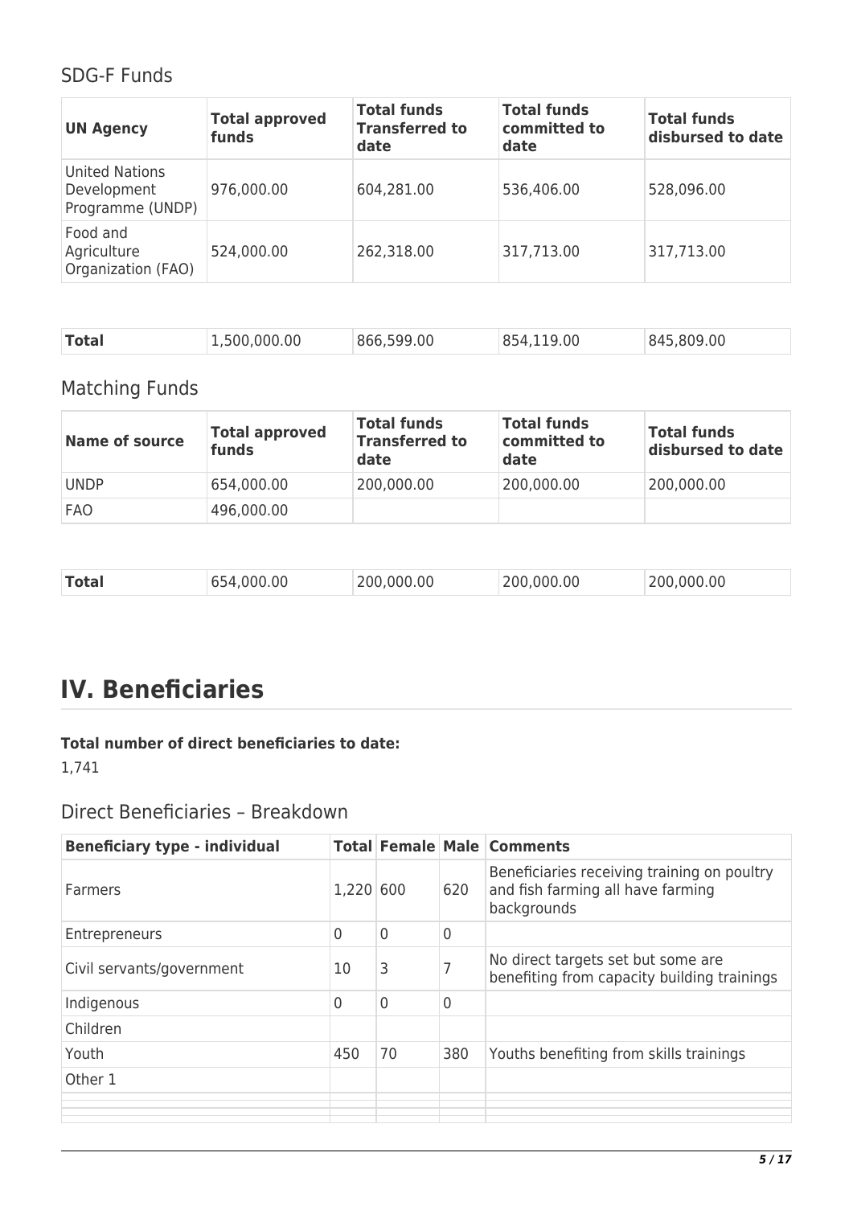## SDG-F Funds

| UN Agency | Total approved funds | Total funds Transferred to date | Total funds committed to date | Total funds disbursed to date |
|---|---|---|---|---|
| United Nations Development Programme (UNDP) | 976,000.00 | 604,281.00 | 536,406.00 | 528,096.00 |
| Food and Agriculture Organization (FAO) | 524,000.00 | 262,318.00 | 317,713.00 | 317,713.00 |

| **Total** | 1,500,000.00 | 866,599.00 | 854,119.00 | 845,809.00 |
|---|---|---|---|---|

## Matching Funds

| Name of source | Total approved funds | Total funds Transferred to date | Total funds committed to date | Total funds disbursed to date |
|---|---|---|---|---|
| UNDP | 654,000.00 | 200,000.00 | 200,000.00 | 200,000.00 |
| FAO | 496,000.00 | | | |

| **Total** | 654,000.00 | 200,000.00 | 200,000.00 | 200,000.00 |
|---|---|---|---|---|

# IV. Beneficiaries

**Total number of direct beneficiaries to date:**

1,741

## Direct Beneficiaries – Breakdown

| Beneficiary type - individual | Total | Female | Male | Comments |
|---|---|---|---|---|
| Farmers | 1,220 | 600 | 620 | Beneficiaries receiving training on poultry and fish farming all have farming backgrounds |
| Entrepreneurs | 0 | 0 | 0 | |
| Civil servants/government | 10 | 3 | 7 | No direct targets set but some are benefiting from capacity building trainings |
| Indigenous | 0 | 0 | 0 | |
| Children | | | | |
| Youth | 450 | 70 | 380 | Youths benefiting from skills trainings |
| Other 1 | | | | |
| | | | | |
| | | | | |
| | | | | |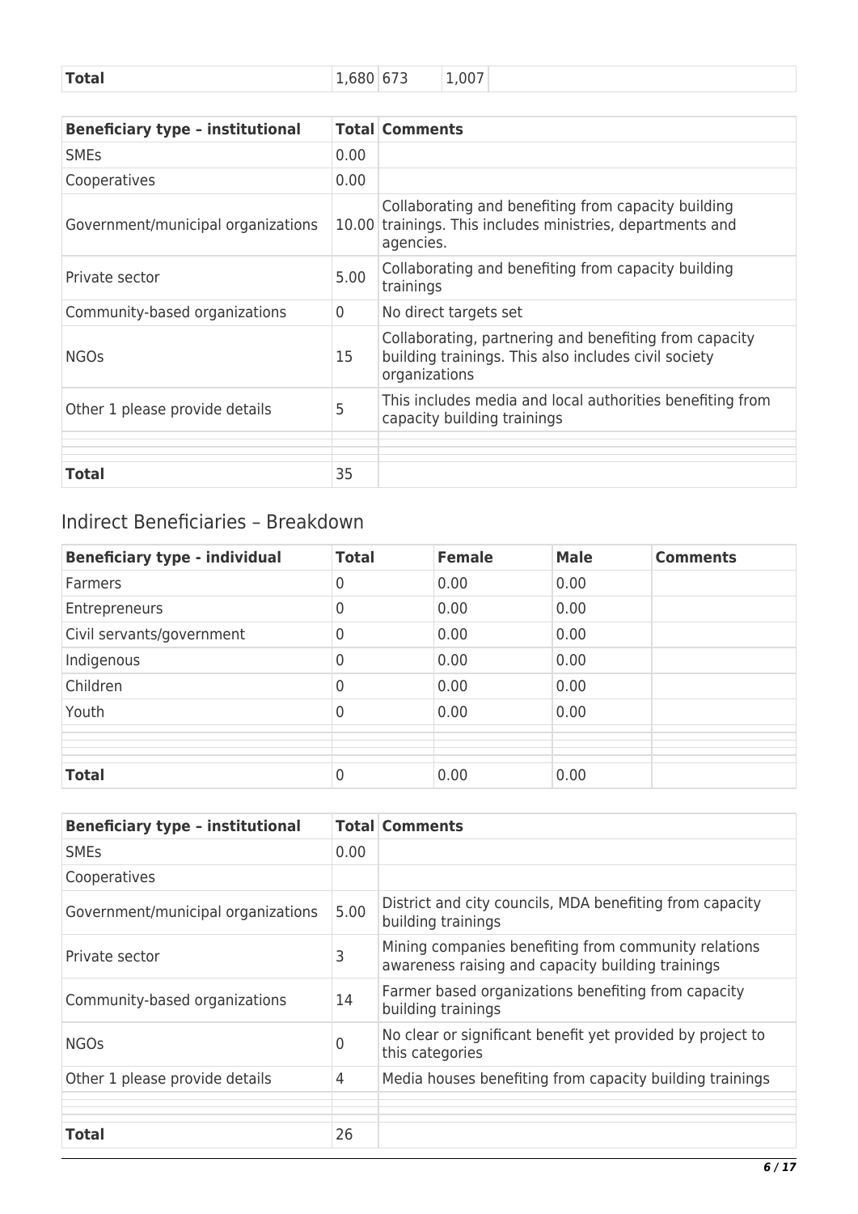| Total | 1,680 | 673 | 1,007 | |
|---|---|---|---|---|

| Beneficiary type – institutional | Total | Comments |
|---|---|---|
| SMEs | 0.00 | |
| Cooperatives | 0.00 | |
| Government/municipal organizations | 10.00 | Collaborating and benefiting from capacity building trainings. This includes ministries, departments and agencies. |
| Private sector | 5.00 | Collaborating and benefiting from capacity building trainings |
| Community-based organizations | 0 | No direct targets set |
| NGOs | 15 | Collaborating, partnering and benefiting from capacity building trainings. This also includes civil society organizations |
| Other 1 please provide details | 5 | This includes media and local authorities benefiting from capacity building trainings |
| | | |
| | | |
| | | |
| **Total** | 35 | |

## Indirect Beneficiaries – Breakdown

| Beneficiary type - individual | Total | Female | Male | Comments |
|---|---|---|---|---|
| Farmers | 0 | 0.00 | 0.00 | |
| Entrepreneurs | 0 | 0.00 | 0.00 | |
| Civil servants/government | 0 | 0.00 | 0.00 | |
| Indigenous | 0 | 0.00 | 0.00 | |
| Children | 0 | 0.00 | 0.00 | |
| Youth | 0 | 0.00 | 0.00 | |
| | | | | |
| | | | | |
| | | | | |
| **Total** | 0 | 0.00 | 0.00 | |

| Beneficiary type – institutional | Total | Comments |
|---|---|---|
| SMEs | 0.00 | |
| Cooperatives | | |
| Government/municipal organizations | 5.00 | District and city councils, MDA benefiting from capacity building trainings |
| Private sector | 3 | Mining companies benefiting from community relations awareness raising and capacity building trainings |
| Community-based organizations | 14 | Farmer based organizations benefiting from capacity building trainings |
| NGOs | 0 | No clear or significant benefit yet provided by project to this categories |
| Other 1 please provide details | 4 | Media houses benefiting from capacity building trainings |
| | | |
| | | |
| | | |
| **Total** | 26 | |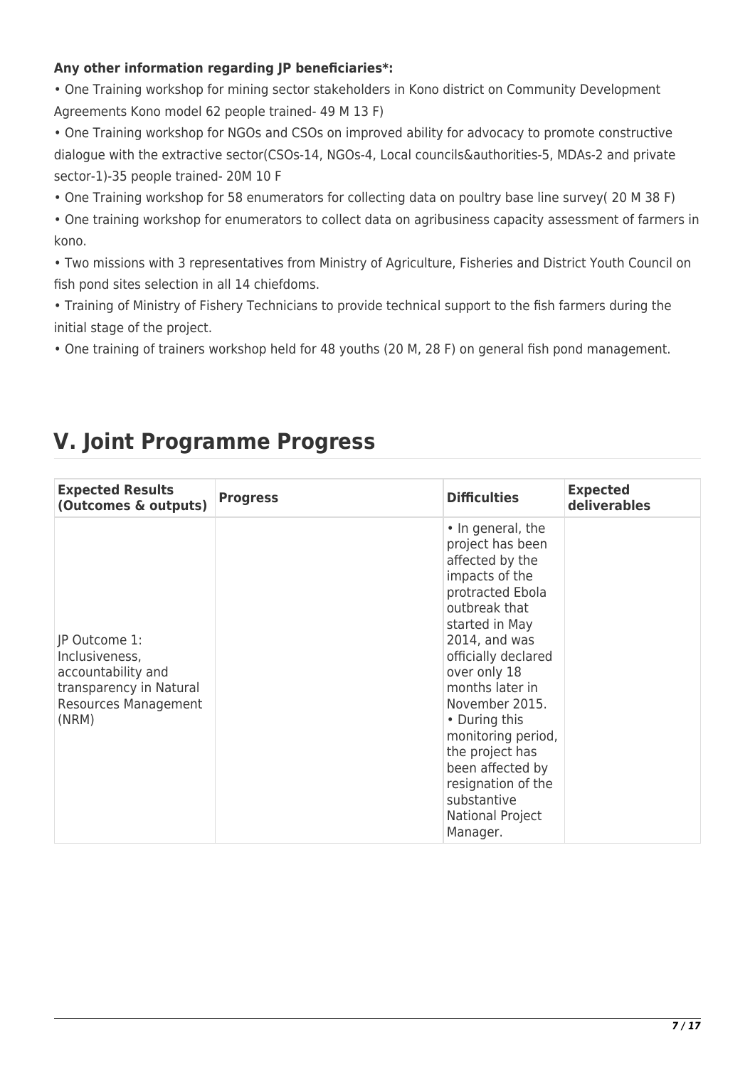**Any other information regarding JP beneficiaries*:**

• One Training workshop for mining sector stakeholders in Kono district on Community Development Agreements Kono model 62 people trained- 49 M 13 F)

• One Training workshop for NGOs and CSOs on improved ability for advocacy to promote constructive dialogue with the extractive sector(CSOs-14, NGOs-4, Local councils&authorities-5, MDAs-2 and private sector-1)-35 people trained- 20M 10 F

• One Training workshop for 58 enumerators for collecting data on poultry base line survey( 20 M 38 F)

• One training workshop for enumerators to collect data on agribusiness capacity assessment of farmers in kono.

• Two missions with 3 representatives from Ministry of Agriculture, Fisheries and District Youth Council on fish pond sites selection in all 14 chiefdoms.

• Training of Ministry of Fishery Technicians to provide technical support to the fish farmers during the initial stage of the project.

• One training of trainers workshop held for 48 youths (20 M, 28 F) on general fish pond management.

# V. Joint Programme Progress

| Expected Results (Outcomes & outputs) | Progress | Difficulties | Expected deliverables |
|---|---|---|---|
| JP Outcome 1: Inclusiveness, accountability and transparency in Natural Resources Management (NRM) | | • In general, the project has been affected by the impacts of the protracted Ebola outbreak that started in May 2014, and was officially declared over only 18 months later in November 2015. • During this monitoring period, the project has been affected by resignation of the substantive National Project Manager. | |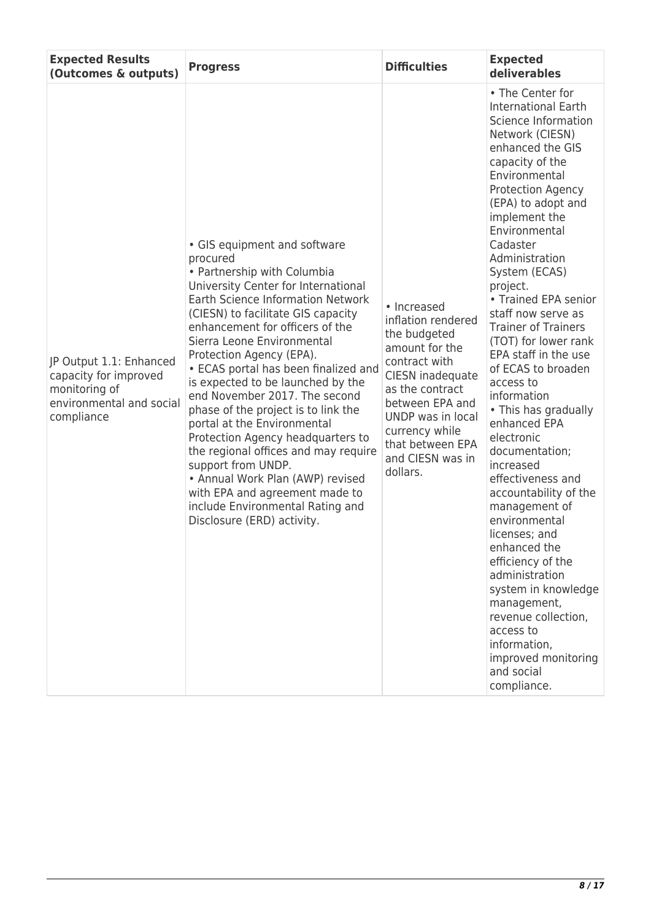| Expected Results (Outcomes & outputs) | Progress | Difficulties | Expected deliverables |
| --- | --- | --- | --- |
| JP Output 1.1: Enhanced capacity for improved monitoring of environmental and social compliance | • GIS equipment and software procured<br>• Partnership with Columbia University Center for International Earth Science Information Network (CIESN) to facilitate GIS capacity enhancement for officers of the Sierra Leone Environmental Protection Agency (EPA).<br>• ECAS portal has been finalized and is expected to be launched by the end November 2017. The second phase of the project is to link the portal at the Environmental Protection Agency headquarters to the regional offices and may require support from UNDP.<br>• Annual Work Plan (AWP) revised with EPA and agreement made to include Environmental Rating and Disclosure (ERD) activity. | • Increased inflation rendered the budgeted amount for the contract with CIESN inadequate as the contract between EPA and UNDP was in local currency while that between EPA and CIESN was in dollars. | • The Center for International Earth Science Information Network (CIESN) enhanced the GIS capacity of the Environmental Protection Agency (EPA) to adopt and implement the Environmental Cadaster Administration System (ECAS) project.<br>• Trained EPA senior staff now serve as Trainer of Trainers (TOT) for lower rank EPA staff in the use of ECAS to broaden access to information<br>• This has gradually enhanced EPA electronic documentation; increased effectiveness and accountability of the management of environmental licenses; and enhanced the efficiency of the administration system in knowledge management, revenue collection, access to information, improved monitoring and social compliance. |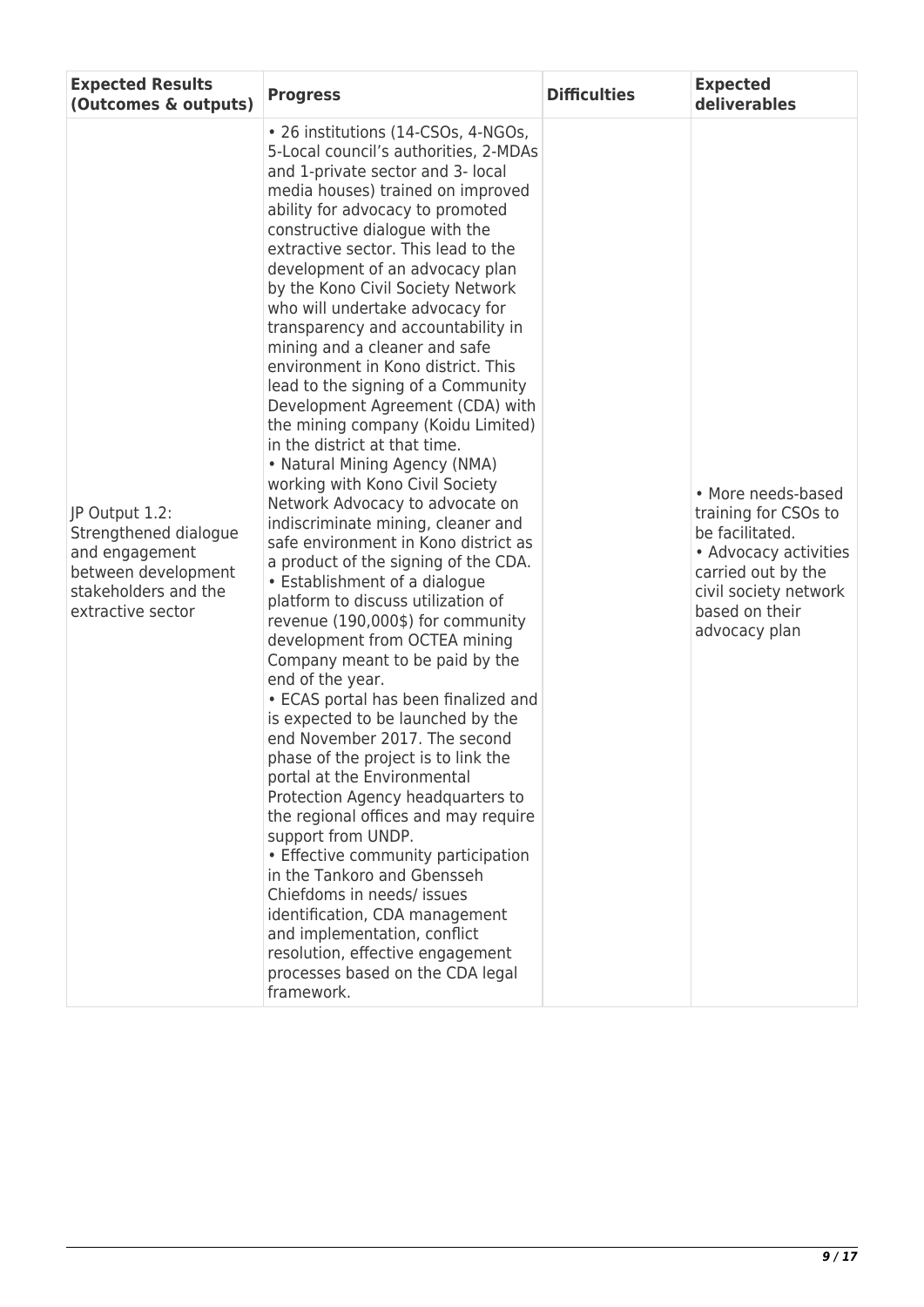| Expected Results (Outcomes & outputs) | Progress | Difficulties | Expected deliverables |
|---|---|---|---|
| JP Output 1.2: Strengthened dialogue and engagement between development stakeholders and the extractive sector | • 26 institutions (14-CSOs, 4-NGOs, 5-Local council's authorities, 2-MDAs and 1-private sector and 3- local media houses) trained on improved ability for advocacy to promoted constructive dialogue with the extractive sector. This lead to the development of an advocacy plan by the Kono Civil Society Network who will undertake advocacy for transparency and accountability in mining and a cleaner and safe environment in Kono district. This lead to the signing of a Community Development Agreement (CDA) with the mining company (Koidu Limited) in the district at that time.<br>• Natural Mining Agency (NMA) working with Kono Civil Society Network Advocacy to advocate on indiscriminate mining, cleaner and safe environment in Kono district as a product of the signing of the CDA.<br>• Establishment of a dialogue platform to discuss utilization of revenue (190,000$) for community development from OCTEA mining Company meant to be paid by the end of the year.<br>• ECAS portal has been finalized and is expected to be launched by the end November 2017. The second phase of the project is to link the portal at the Environmental Protection Agency headquarters to the regional offices and may require support from UNDP.<br>• Effective community participation in the Tankoro and Gbensseh Chiefdoms in needs/ issues identification, CDA management and implementation, conflict resolution, effective engagement processes based on the CDA legal framework. | | • More needs-based training for CSOs to be facilitated.<br>• Advocacy activities carried out by the civil society network based on their advocacy plan |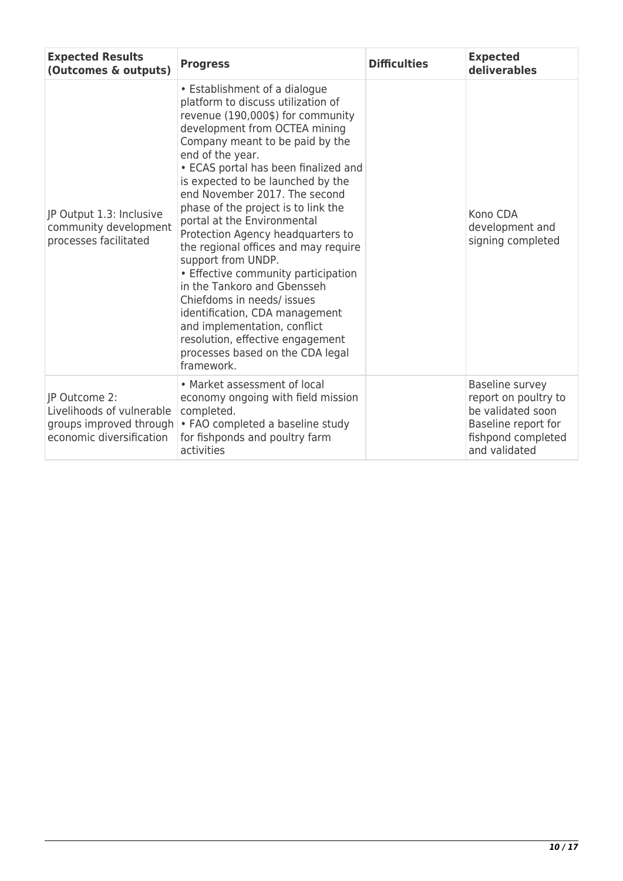| Expected Results (Outcomes & outputs) | Progress | Difficulties | Expected deliverables |
|---|---|---|---|
| JP Output 1.3: Inclusive community development processes facilitated | • Establishment of a dialogue platform to discuss utilization of revenue (190,000$) for community development from OCTEA mining Company meant to be paid by the end of the year.<br>• ECAS portal has been finalized and is expected to be launched by the end November 2017. The second phase of the project is to link the portal at the Environmental Protection Agency headquarters to the regional offices and may require support from UNDP.<br>• Effective community participation in the Tankoro and Gbensseh Chiefdoms in needs/ issues identification, CDA management and implementation, conflict resolution, effective engagement processes based on the CDA legal framework. | | Kono CDA development and signing completed |
| JP Outcome 2: Livelihoods of vulnerable groups improved through economic diversification | • Market assessment of local economy ongoing with field mission completed.<br>• FAO completed a baseline study for fishponds and poultry farm activities | | Baseline survey report on poultry to be validated soon<br>Baseline report for fishpond completed and validated |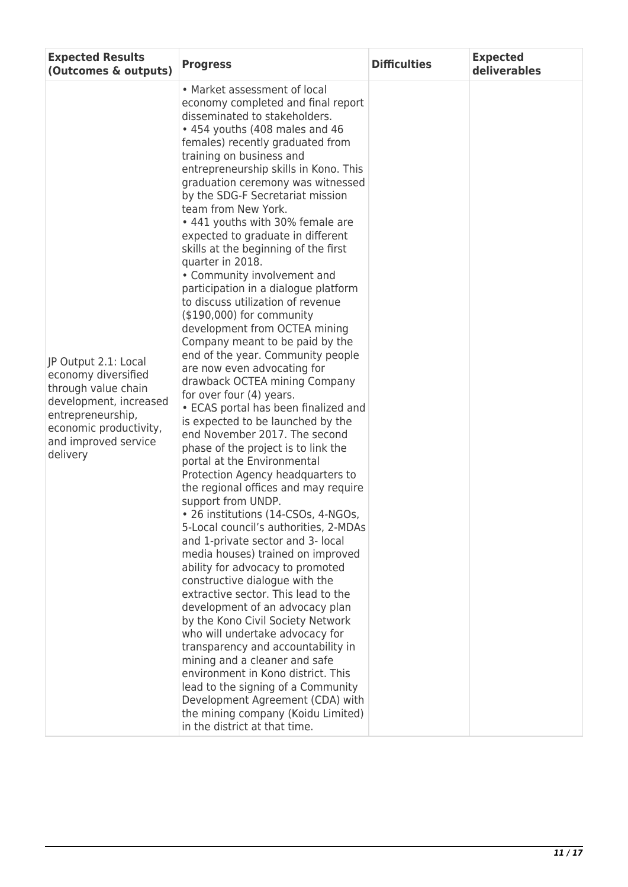| Expected Results (Outcomes & outputs) | Progress | Difficulties | Expected deliverables |
|---|---|---|---|
| JP Output 2.1: Local economy diversified through value chain development, increased entrepreneurship, economic productivity, and improved service delivery | • Market assessment of local economy completed and final report disseminated to stakeholders.<br>• 454 youths (408 males and 46 females) recently graduated from training on business and entrepreneurship skills in Kono. This graduation ceremony was witnessed by the SDG-F Secretariat mission team from New York.<br>• 441 youths with 30% female are expected to graduate in different skills at the beginning of the first quarter in 2018.<br>• Community involvement and participation in a dialogue platform to discuss utilization of revenue ($190,000) for community development from OCTEA mining Company meant to be paid by the end of the year. Community people are now even advocating for drawback OCTEA mining Company for over four (4) years.<br>• ECAS portal has been finalized and is expected to be launched by the end November 2017. The second phase of the project is to link the portal at the Environmental Protection Agency headquarters to the regional offices and may require support from UNDP.<br>• 26 institutions (14-CSOs, 4-NGOs, 5-Local council's authorities, 2-MDAs and 1-private sector and 3- local media houses) trained on improved ability for advocacy to promoted constructive dialogue with the extractive sector. This lead to the development of an advocacy plan by the Kono Civil Society Network who will undertake advocacy for transparency and accountability in mining and a cleaner and safe environment in Kono district. This lead to the signing of a Community Development Agreement (CDA) with the mining company (Koidu Limited) in the district at that time. | | |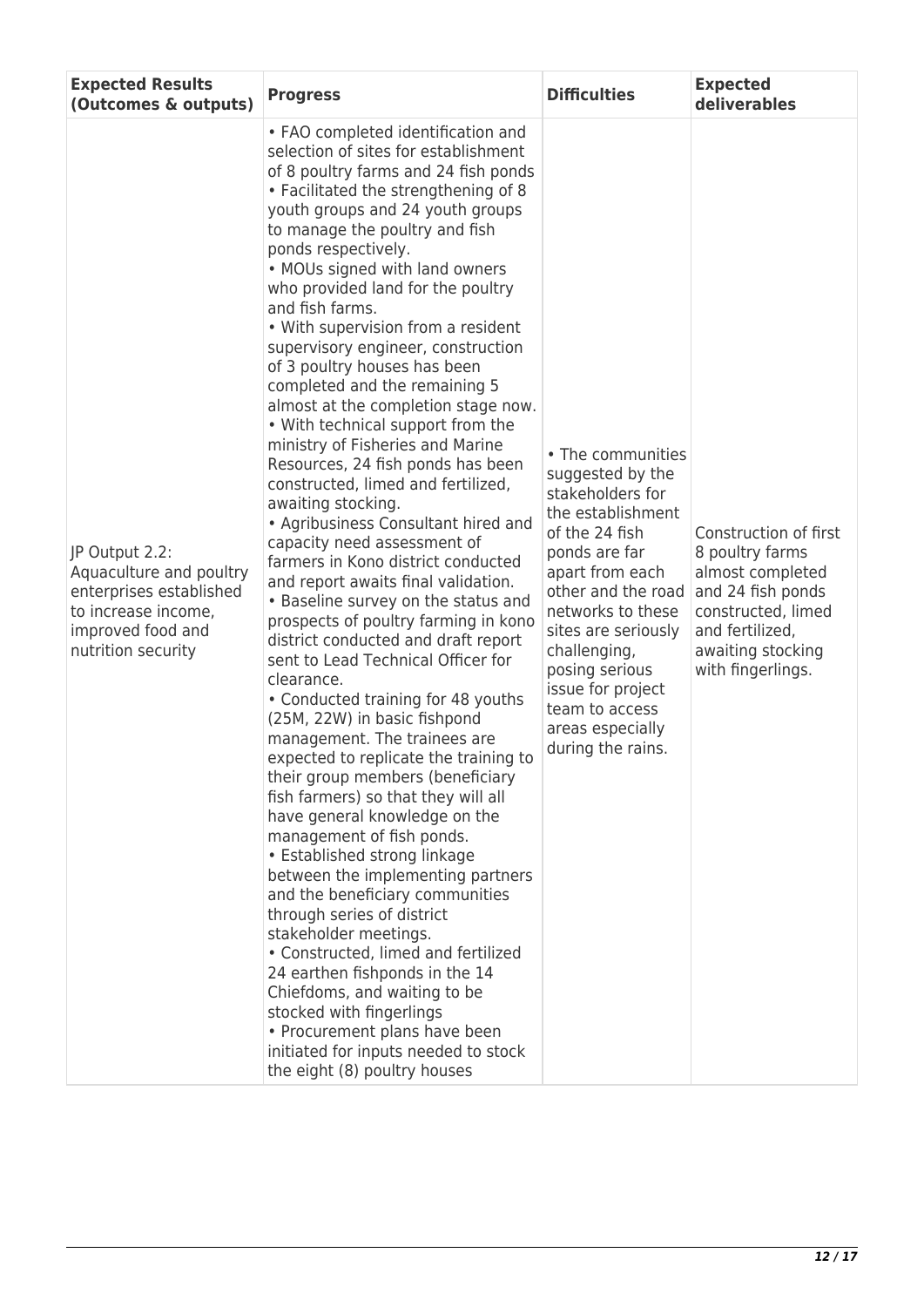| Expected Results (Outcomes & outputs) | Progress | Difficulties | Expected deliverables |
| --- | --- | --- | --- |
| JP Output 2.2: Aquaculture and poultry enterprises established to increase income, improved food and nutrition security | • FAO completed identification and selection of sites for establishment of 8 poultry farms and 24 fish ponds<br>• Facilitated the strengthening of 8 youth groups and 24 youth groups to manage the poultry and fish ponds respectively.<br>• MOUs signed with land owners who provided land for the poultry and fish farms.<br>• With supervision from a resident supervisory engineer, construction of 3 poultry houses has been completed and the remaining 5 almost at the completion stage now.<br>• With technical support from the ministry of Fisheries and Marine Resources, 24 fish ponds has been constructed, limed and fertilized, awaiting stocking.<br>• Agribusiness Consultant hired and capacity need assessment of farmers in Kono district conducted and report awaits final validation.<br>• Baseline survey on the status and prospects of poultry farming in kono district conducted and draft report sent to Lead Technical Officer for clearance.<br>• Conducted training for 48 youths (25M, 22W) in basic fishpond management. The trainees are expected to replicate the training to their group members (beneficiary fish farmers) so that they will all have general knowledge on the management of fish ponds.<br>• Established strong linkage between the implementing partners and the beneficiary communities through series of district stakeholder meetings.<br>• Constructed, limed and fertilized 24 earthen fishponds in the 14 Chiefdoms, and waiting to be stocked with fingerlings<br>• Procurement plans have been initiated for inputs needed to stock the eight (8) poultry houses | • The communities suggested by the stakeholders for the establishment of the 24 fish ponds are far apart from each other and the road networks to these sites are seriously challenging, posing serious issue for project team to access areas especially during the rains. | Construction of first 8 poultry farms almost completed and 24 fish ponds constructed, limed and fertilized, awaiting stocking with fingerlings. |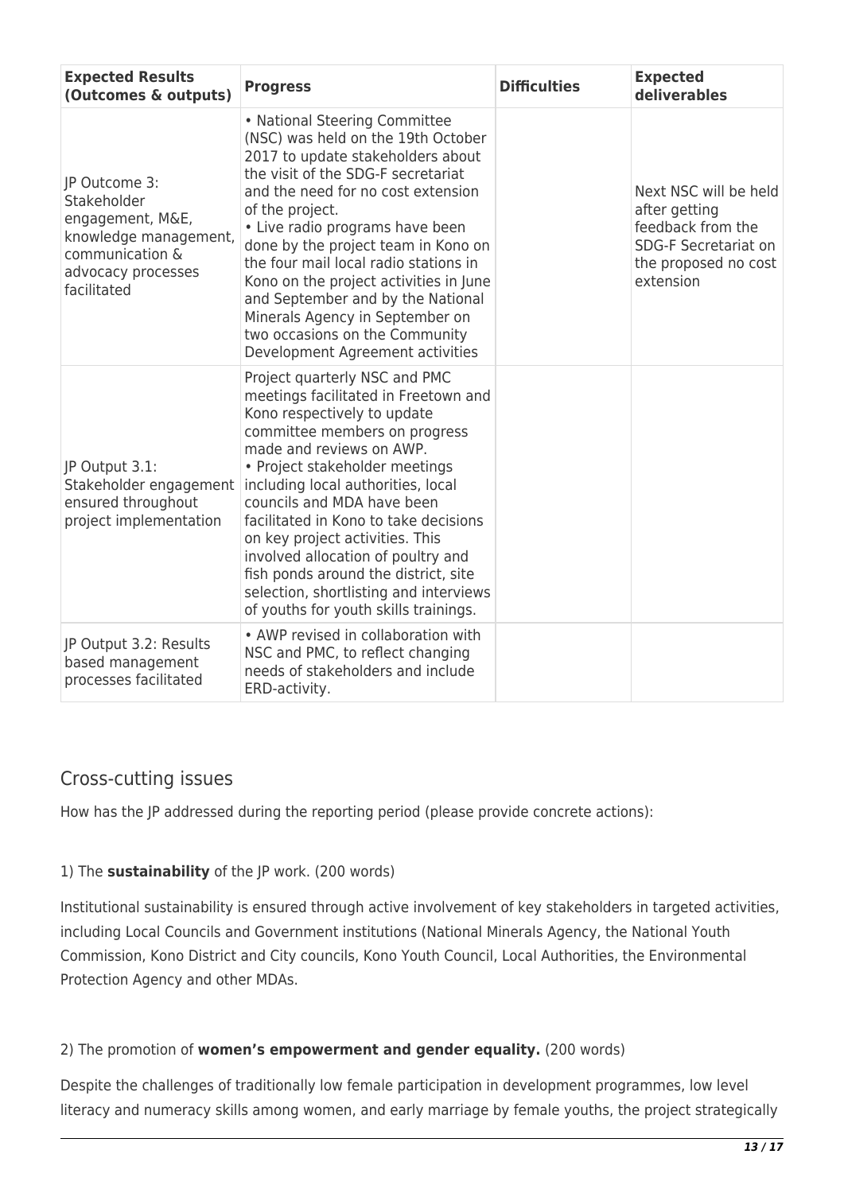| Expected Results (Outcomes & outputs) | Progress | Difficulties | Expected deliverables |
| --- | --- | --- | --- |
| JP Outcome 3: Stakeholder engagement, M&E, knowledge management, communication & advocacy processes facilitated | • National Steering Committee (NSC) was held on the 19th October 2017 to update stakeholders about the visit of the SDG-F secretariat and the need for no cost extension of the project. <br>• Live radio programs have been done by the project team in Kono on the four mail local radio stations in Kono on the project activities in June and September and by the National Minerals Agency in September on two occasions on the Community Development Agreement activities | | Next NSC will be held after getting feedback from the SDG-F Secretariat on the proposed no cost extension |
| JP Output 3.1: Stakeholder engagement ensured throughout project implementation | Project quarterly NSC and PMC meetings facilitated in Freetown and Kono respectively to update committee members on progress made and reviews on AWP. <br>• Project stakeholder meetings including local authorities, local councils and MDA have been facilitated in Kono to take decisions on key project activities. This involved allocation of poultry and fish ponds around the district, site selection, shortlisting and interviews of youths for youth skills trainings. | | |
| JP Output 3.2: Results based management processes facilitated | • AWP revised in collaboration with NSC and PMC, to reflect changing needs of stakeholders and include ERD-activity. | | |

## Cross-cutting issues

How has the JP addressed during the reporting period (please provide concrete actions):

1) The **sustainability** of the JP work. (200 words)

Institutional sustainability is ensured through active involvement of key stakeholders in targeted activities, including Local Councils and Government institutions (National Minerals Agency, the National Youth Commission, Kono District and City councils, Kono Youth Council, Local Authorities, the Environmental Protection Agency and other MDAs.

2) The promotion of **women's empowerment and gender equality.** (200 words)

Despite the challenges of traditionally low female participation in development programmes, low level literacy and numeracy skills among women, and early marriage by female youths, the project strategically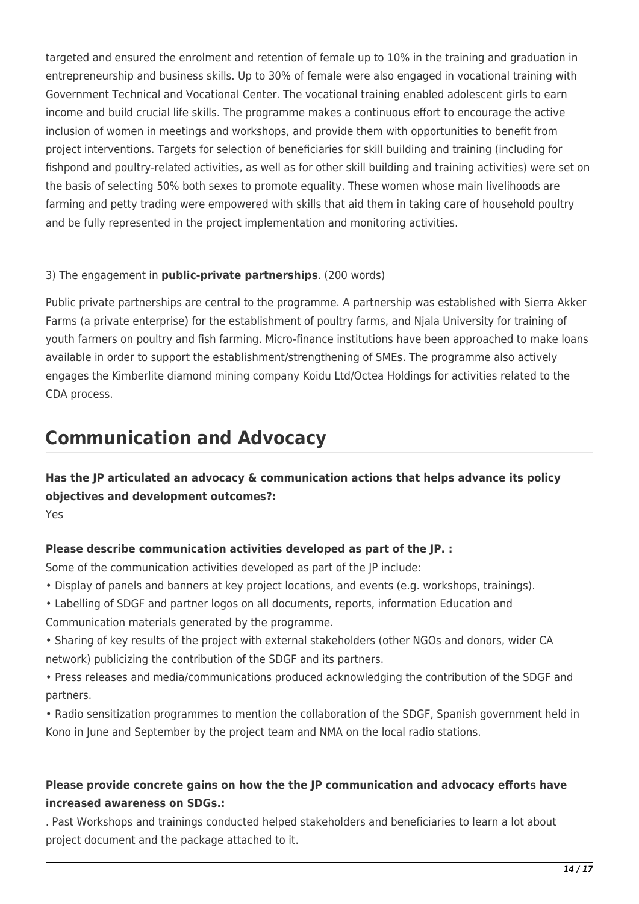targeted and ensured the enrolment and retention of female up to 10% in the training and graduation in entrepreneurship and business skills. Up to 30% of female were also engaged in vocational training with Government Technical and Vocational Center. The vocational training enabled adolescent girls to earn income and build crucial life skills. The programme makes a continuous effort to encourage the active inclusion of women in meetings and workshops, and provide them with opportunities to benefit from project interventions. Targets for selection of beneficiaries for skill building and training (including for fishpond and poultry-related activities, as well as for other skill building and training activities) were set on the basis of selecting 50% both sexes to promote equality. These women whose main livelihoods are farming and petty trading were empowered with skills that aid them in taking care of household poultry and be fully represented in the project implementation and monitoring activities.

3) The engagement in **public-private partnerships**. (200 words)

Public private partnerships are central to the programme. A partnership was established with Sierra Akker Farms (a private enterprise) for the establishment of poultry farms, and Njala University for training of youth farmers on poultry and fish farming. Micro-finance institutions have been approached to make loans available in order to support the establishment/strengthening of SMEs. The programme also actively engages the Kimberlite diamond mining company Koidu Ltd/Octea Holdings for activities related to the CDA process.

# Communication and Advocacy

**Has the JP articulated an advocacy & communication actions that helps advance its policy objectives and development outcomes?:**
Yes

**Please describe communication activities developed as part of the JP. :**
Some of the communication activities developed as part of the JP include:
• Display of panels and banners at key project locations, and events (e.g. workshops, trainings).
• Labelling of SDGF and partner logos on all documents, reports, information Education and Communication materials generated by the programme.
• Sharing of key results of the project with external stakeholders (other NGOs and donors, wider CA network) publicizing the contribution of the SDGF and its partners.
• Press releases and media/communications produced acknowledging the contribution of the SDGF and partners.
• Radio sensitization programmes to mention the collaboration of the SDGF, Spanish government held in Kono in June and September by the project team and NMA on the local radio stations.

**Please provide concrete gains on how the the JP communication and advocacy efforts have increased awareness on SDGs.:**
. Past Workshops and trainings conducted helped stakeholders and beneficiaries to learn a lot about project document and the package attached to it.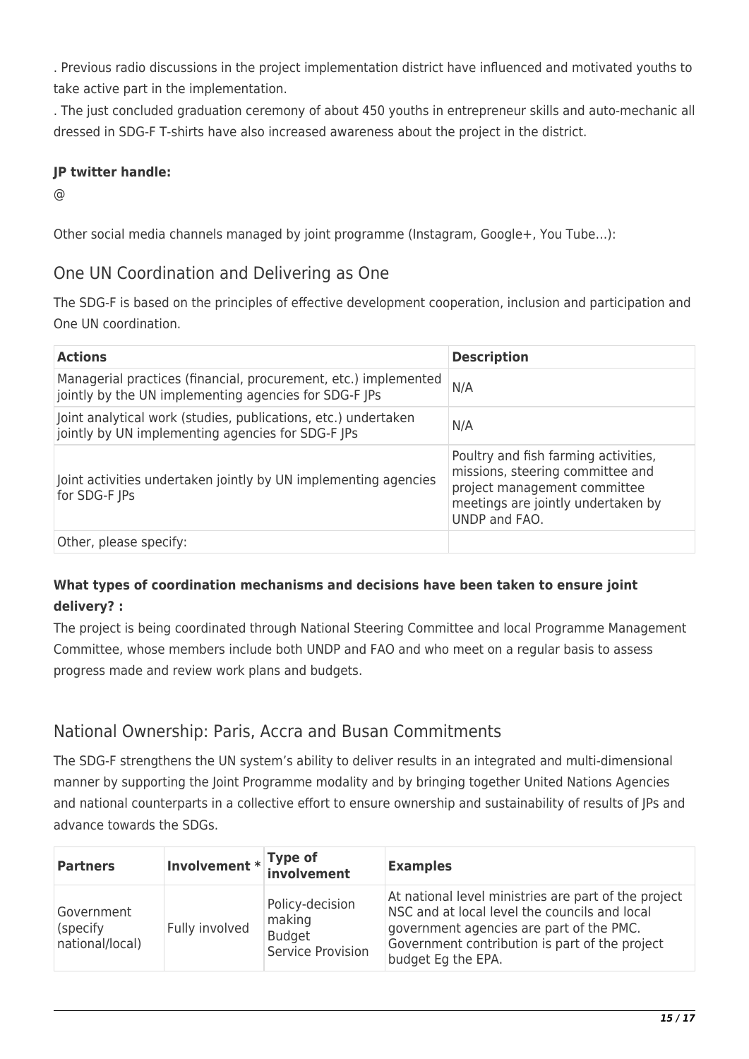. Previous radio discussions in the project implementation district have influenced and motivated youths to take active part in the implementation.

. The just concluded graduation ceremony of about 450 youths in entrepreneur skills and auto-mechanic all dressed in SDG-F T-shirts have also increased awareness about the project in the district.

**JP twitter handle:**

@

Other social media channels managed by joint programme (Instagram, Google+, You Tube…):

## One UN Coordination and Delivering as One

The SDG-F is based on the principles of effective development cooperation, inclusion and participation and One UN coordination.

| **Actions** | **Description** |
|---|---|
| Managerial practices (financial, procurement, etc.) implemented jointly by the UN implementing agencies for SDG-F JPs | N/A |
| Joint analytical work (studies, publications, etc.) undertaken jointly by UN implementing agencies for SDG-F JPs | N/A |
| Joint activities undertaken jointly by UN implementing agencies for SDG-F JPs | Poultry and fish farming activities, missions, steering committee and project management committee meetings are jointly undertaken by UNDP and FAO. |
| Other, please specify: | |

**What types of coordination mechanisms and decisions have been taken to ensure joint delivery? :**

The project is being coordinated through National Steering Committee and local Programme Management Committee, whose members include both UNDP and FAO and who meet on a regular basis to assess progress made and review work plans and budgets.

## National Ownership: Paris, Accra and Busan Commitments

The SDG-F strengthens the UN system's ability to deliver results in an integrated and multi-dimensional manner by supporting the Joint Programme modality and by bringing together United Nations Agencies and national counterparts in a collective effort to ensure ownership and sustainability of results of JPs and advance towards the SDGs.

| **Partners** | **Involvement *** | **Type of involvement** | **Examples** |
|---|---|---|---|
| Government (specify national/local) | Fully involved | Policy-decision making<br>Budget<br>Service Provision | At national level ministries are part of the project NSC and at local level the councils and local government agencies are part of the PMC. Government contribution is part of the project budget Eg the EPA. |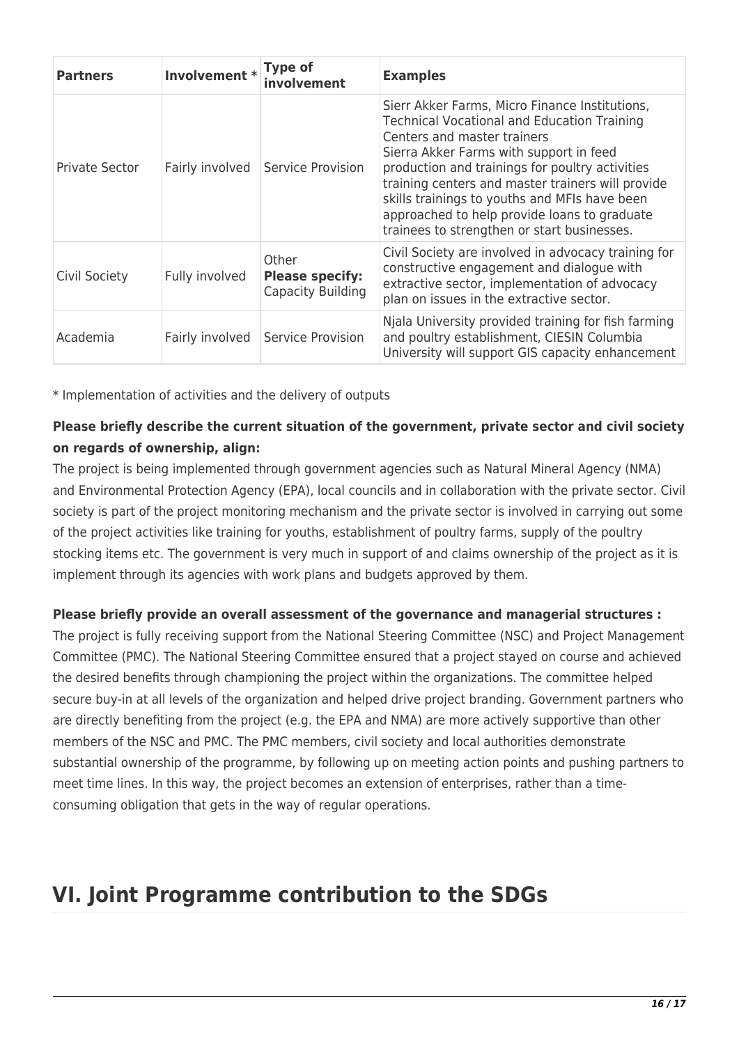| Partners | Involvement * | Type of involvement | Examples |
| --- | --- | --- | --- |
| Private Sector | Fairly involved | Service Provision | Sierr Akker Farms, Micro Finance Institutions, Technical Vocational and Education Training Centers and master trainers<br>Sierra Akker Farms with support in feed production and trainings for poultry activities training centers and master trainers will provide skills trainings to youths and MFIs have been approached to help provide loans to graduate trainees to strengthen or start businesses. |
| Civil Society | Fully involved | Other<br>**Please specify:**<br>Capacity Building | Civil Society are involved in advocacy training for constructive engagement and dialogue with extractive sector, implementation of advocacy plan on issues in the extractive sector. |
| Academia | Fairly involved | Service Provision | Njala University provided training for fish farming and poultry establishment, CIESIN Columbia University will support GIS capacity enhancement |

* Implementation of activities and the delivery of outputs

**Please briefly describe the current situation of the government, private sector and civil society on regards of ownership, align:**

The project is being implemented through government agencies such as Natural Mineral Agency (NMA) and Environmental Protection Agency (EPA), local councils and in collaboration with the private sector. Civil society is part of the project monitoring mechanism and the private sector is involved in carrying out some of the project activities like training for youths, establishment of poultry farms, supply of the poultry stocking items etc. The government is very much in support of and claims ownership of the project as it is implement through its agencies with work plans and budgets approved by them.

**Please briefly provide an overall assessment of the governance and managerial structures :**

The project is fully receiving support from the National Steering Committee (NSC) and Project Management Committee (PMC). The National Steering Committee ensured that a project stayed on course and achieved the desired benefits through championing the project within the organizations. The committee helped secure buy-in at all levels of the organization and helped drive project branding. Government partners who are directly benefiting from the project (e.g. the EPA and NMA) are more actively supportive than other members of the NSC and PMC. The PMC members, civil society and local authorities demonstrate substantial ownership of the programme, by following up on meeting action points and pushing partners to meet time lines. In this way, the project becomes an extension of enterprises, rather than a time-consuming obligation that gets in the way of regular operations.

# VI. Joint Programme contribution to the SDGs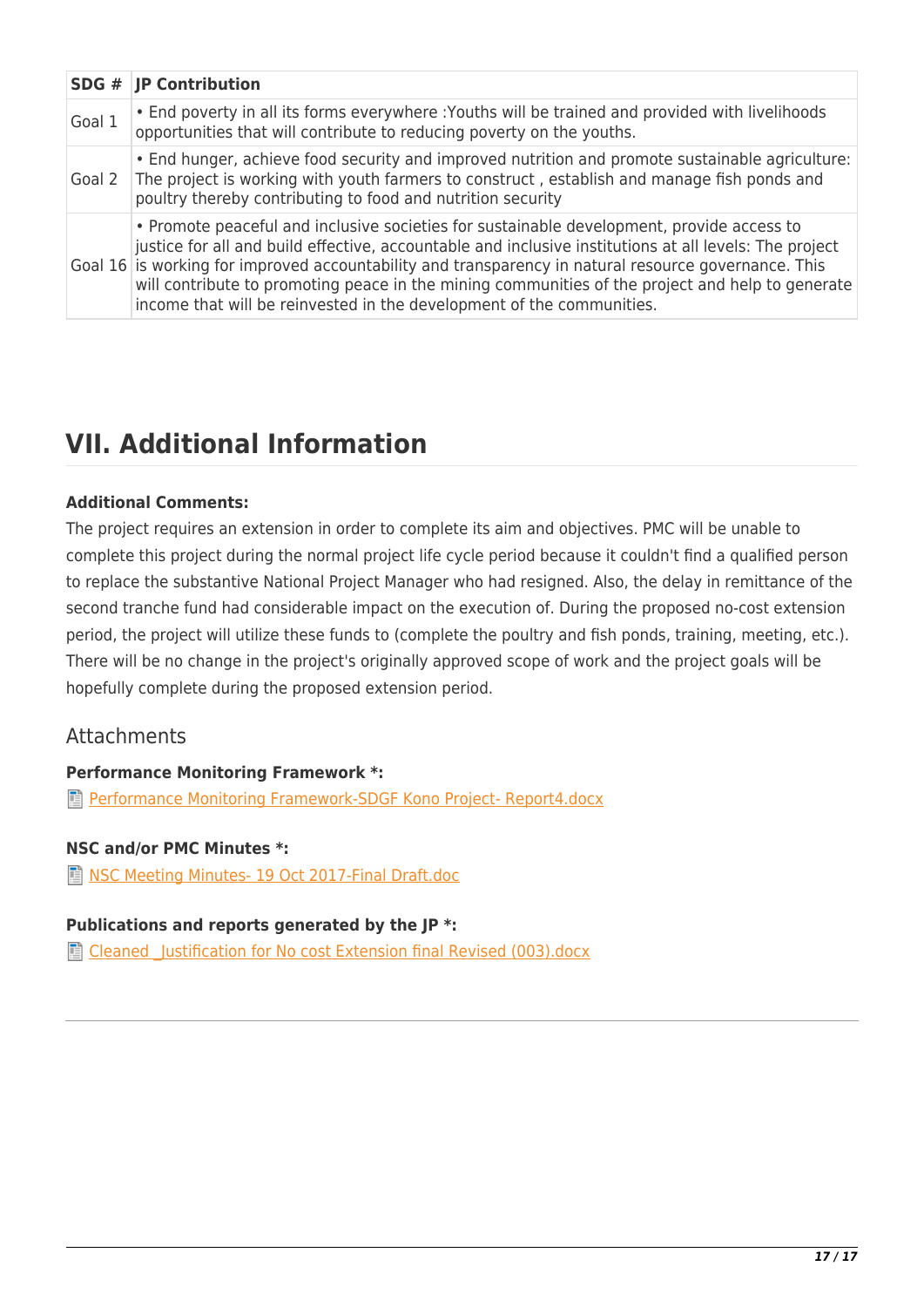| SDG # | JP Contribution |
|---|---|
| Goal 1 | • End poverty in all its forms everywhere :Youths will be trained and provided with livelihoods opportunities that will contribute to reducing poverty on the youths. |
| Goal 2 | • End hunger, achieve food security and improved nutrition and promote sustainable agriculture: The project is working with youth farmers to construct , establish and manage fish ponds and poultry thereby contributing to food and nutrition security |
| Goal 16 | • Promote peaceful and inclusive societies for sustainable development, provide access to justice for all and build effective, accountable and inclusive institutions at all levels: The project is working for improved accountability and transparency in natural resource governance. This will contribute to promoting peace in the mining communities of the project and help to generate income that will be reinvested in the development of the communities. |

# VII. Additional Information

**Additional Comments:**

The project requires an extension in order to complete its aim and objectives. PMC will be unable to complete this project during the normal project life cycle period because it couldn't find a qualified person to replace the substantive National Project Manager who had resigned. Also, the delay in remittance of the second tranche fund had considerable impact on the execution of. During the proposed no-cost extension period, the project will utilize these funds to (complete the poultry and fish ponds, training, meeting, etc.). There will be no change in the project's originally approved scope of work and the project goals will be hopefully complete during the proposed extension period.

## Attachments

**Performance Monitoring Framework *:**

Performance Monitoring Framework-SDGF Kono Project- Report4.docx

**NSC and/or PMC Minutes *:**

NSC Meeting Minutes- 19 Oct 2017-Final Draft.doc

**Publications and reports generated by the JP *:**

Cleaned _Justification for No cost Extension final Revised (003).docx